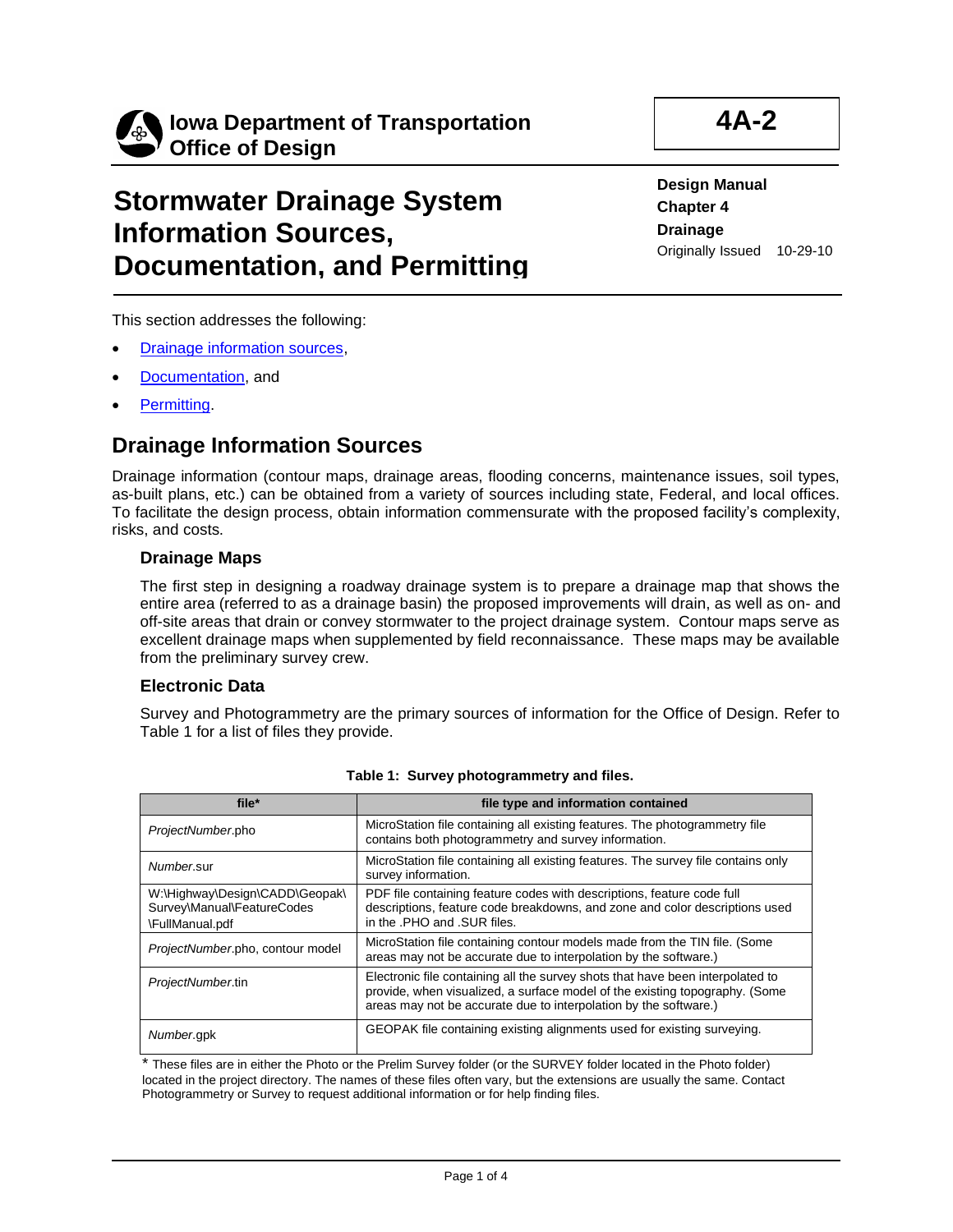# Iowa Department of Transportation Office of Design

**4A-2**

# Stormwater Drainage System Information Sources, Documentation, and Permitting

**Design Manual**
**Chapter 4**
**Drainage**
Originally Issued 10-29-10

This section addresses the following:

- Drainage information sources,
- Documentation, and
- Permitting.

## Drainage Information Sources

Drainage information (contour maps, drainage areas, flooding concerns, maintenance issues, soil types, as-built plans, etc.) can be obtained from a variety of sources including state, Federal, and local offices. To facilitate the design process, obtain information commensurate with the proposed facility's complexity, risks, and costs.

### Drainage Maps

The first step in designing a roadway drainage system is to prepare a drainage map that shows the entire area (referred to as a drainage basin) the proposed improvements will drain, as well as on- and off-site areas that drain or convey stormwater to the project drainage system. Contour maps serve as excellent drainage maps when supplemented by field reconnaissance. These maps may be available from the preliminary survey crew.

### Electronic Data

Survey and Photogrammetry are the primary sources of information for the Office of Design. Refer to Table 1 for a list of files they provide.

**Table 1: Survey photogrammetry and files.**

| file* | file type and information contained |
|---|---|
| *ProjectNumber*.pho | MicroStation file containing all existing features. The photogrammetry file contains both photogrammetry and survey information. |
| *Number*.sur | MicroStation file containing all existing features. The survey file contains only survey information. |
| W:\Highway\Design\CADD\Geopak\Survey\Manual\FeatureCodes\FullManual.pdf | PDF file containing feature codes with descriptions, feature code full descriptions, feature code breakdowns, and zone and color descriptions used in the .PHO and .SUR files. |
| *ProjectNumber*.pho, contour model | MicroStation file containing contour models made from the TIN file. (Some areas may not be accurate due to interpolation by the software.) |
| *ProjectNumber*.tin | Electronic file containing all the survey shots that have been interpolated to provide, when visualized, a surface model of the existing topography. (Some areas may not be accurate due to interpolation by the software.) |
| *Number*.gpk | GEOPAK file containing existing alignments used for existing surveying. |

\* These files are in either the Photo or the Prelim Survey folder (or the SURVEY folder located in the Photo folder) located in the project directory. The names of these files often vary, but the extensions are usually the same. Contact Photogrammetry or Survey to request additional information or for help finding files.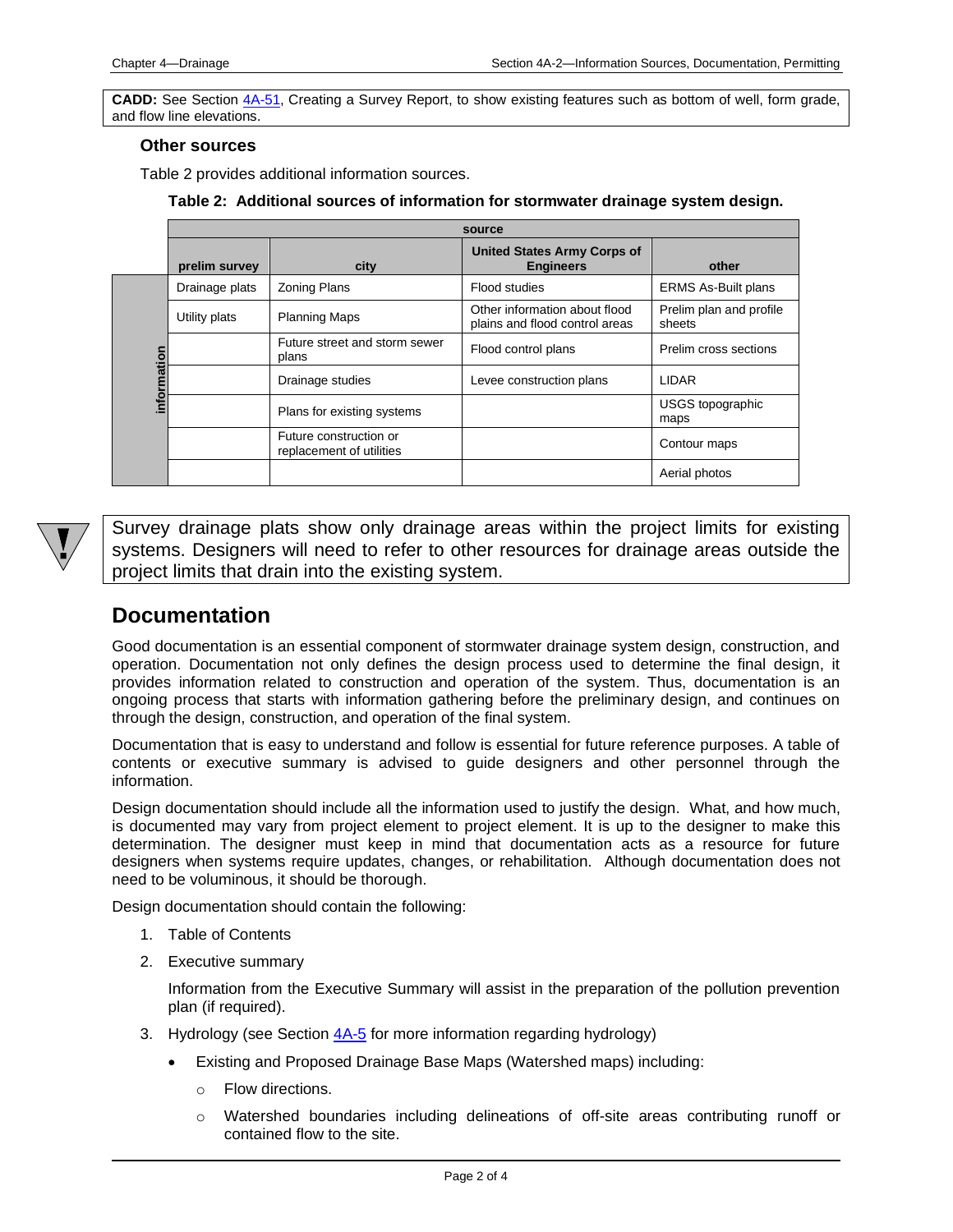**CADD:** See Section 4A-51, Creating a Survey Report, to show existing features such as bottom of well, form grade, and flow line elevations.

### Other sources

Table 2 provides additional information sources.

**Table 2: Additional sources of information for stormwater drainage system design.**

| | source | | | |
|---|---|---|---|---|
| | **prelim survey** | **city** | **United States Army Corps of Engineers** | **other** |
| information | Drainage plats | Zoning Plans | Flood studies | ERMS As-Built plans |
| | Utility plats | Planning Maps | Other information about flood plains and flood control areas | Prelim plan and profile sheets |
| | | Future street and storm sewer plans | Flood control plans | Prelim cross sections |
| | | Drainage studies | Levee construction plans | LIDAR |
| | | Plans for existing systems | | USGS topographic maps |
| | | Future construction or replacement of utilities | | Contour maps |
| | | | | Aerial photos |

Survey drainage plats show only drainage areas within the project limits for existing systems. Designers will need to refer to other resources for drainage areas outside the project limits that drain into the existing system.

## Documentation

Good documentation is an essential component of stormwater drainage system design, construction, and operation. Documentation not only defines the design process used to determine the final design, it provides information related to construction and operation of the system. Thus, documentation is an ongoing process that starts with information gathering before the preliminary design, and continues on through the design, construction, and operation of the final system.

Documentation that is easy to understand and follow is essential for future reference purposes. A table of contents or executive summary is advised to guide designers and other personnel through the information.

Design documentation should include all the information used to justify the design. What, and how much, is documented may vary from project element to project element. It is up to the designer to make this determination. The designer must keep in mind that documentation acts as a resource for future designers when systems require updates, changes, or rehabilitation. Although documentation does not need to be voluminous, it should be thorough.

Design documentation should contain the following:

1. Table of Contents
2. Executive summary

   Information from the Executive Summary will assist in the preparation of the pollution prevention plan (if required).

3. Hydrology (see Section 4A-5 for more information regarding hydrology)
   - Existing and Proposed Drainage Base Maps (Watershed maps) including:
     - Flow directions.
     - Watershed boundaries including delineations of off-site areas contributing runoff or contained flow to the site.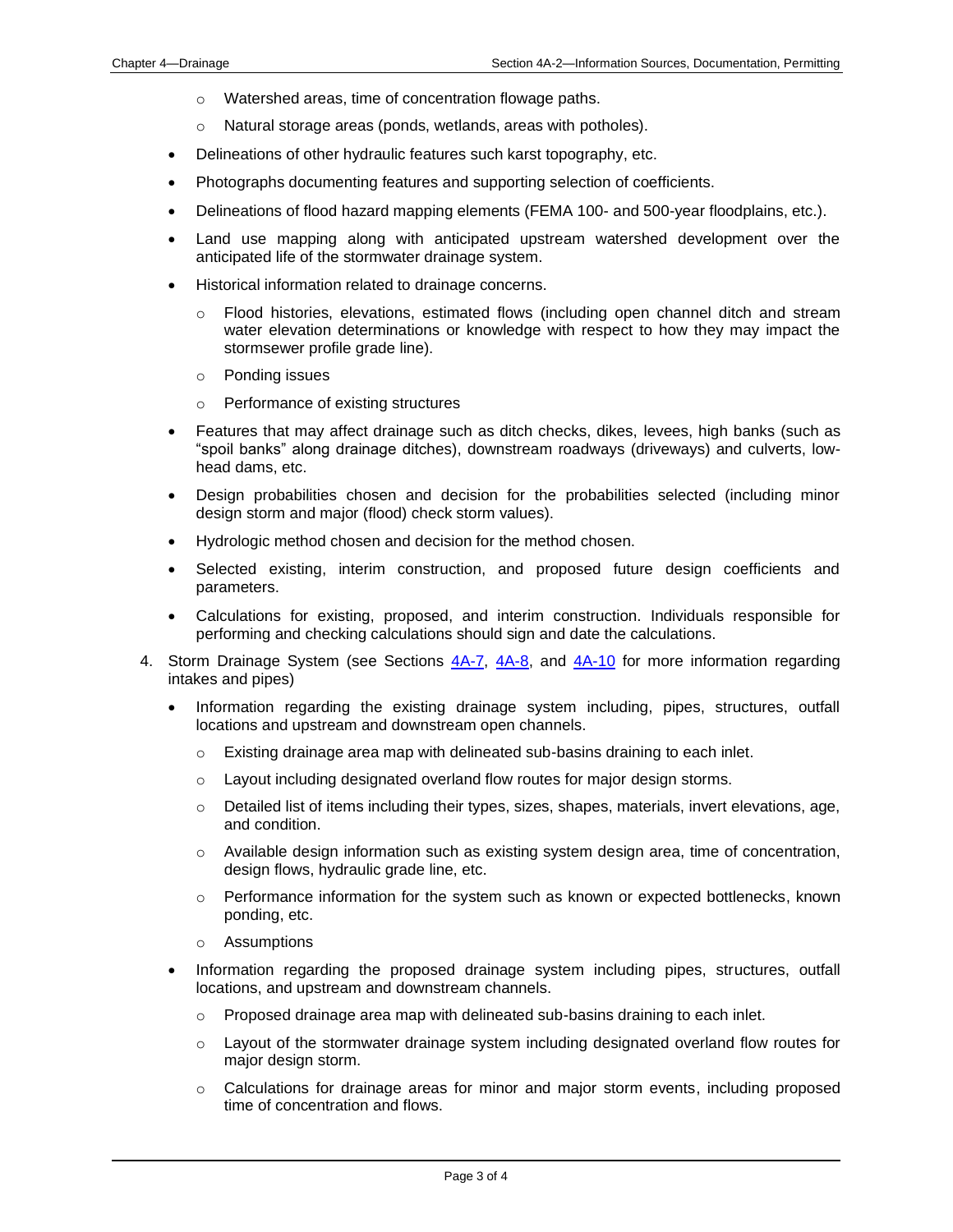- Watershed areas, time of concentration flowage paths.
- Natural storage areas (ponds, wetlands, areas with potholes).

- Delineations of other hydraulic features such karst topography, etc.
- Photographs documenting features and supporting selection of coefficients.
- Delineations of flood hazard mapping elements (FEMA 100- and 500-year floodplains, etc.).
- Land use mapping along with anticipated upstream watershed development over the anticipated life of the stormwater drainage system.
- Historical information related to drainage concerns.
  - Flood histories, elevations, estimated flows (including open channel ditch and stream water elevation determinations or knowledge with respect to how they may impact the stormsewer profile grade line).
  - Ponding issues
  - Performance of existing structures
- Features that may affect drainage such as ditch checks, dikes, levees, high banks (such as "spoil banks" along drainage ditches), downstream roadways (driveways) and culverts, low-head dams, etc.
- Design probabilities chosen and decision for the probabilities selected (including minor design storm and major (flood) check storm values).
- Hydrologic method chosen and decision for the method chosen.
- Selected existing, interim construction, and proposed future design coefficients and parameters.
- Calculations for existing, proposed, and interim construction. Individuals responsible for performing and checking calculations should sign and date the calculations.

4. Storm Drainage System (see Sections 4A-7, 4A-8, and 4A-10 for more information regarding intakes and pipes)
   - Information regarding the existing drainage system including, pipes, structures, outfall locations and upstream and downstream open channels.
     - Existing drainage area map with delineated sub-basins draining to each inlet.
     - Layout including designated overland flow routes for major design storms.
     - Detailed list of items including their types, sizes, shapes, materials, invert elevations, age, and condition.
     - Available design information such as existing system design area, time of concentration, design flows, hydraulic grade line, etc.
     - Performance information for the system such as known or expected bottlenecks, known ponding, etc.
     - Assumptions
   - Information regarding the proposed drainage system including pipes, structures, outfall locations, and upstream and downstream channels.
     - Proposed drainage area map with delineated sub-basins draining to each inlet.
     - Layout of the stormwater drainage system including designated overland flow routes for major design storm.
     - Calculations for drainage areas for minor and major storm events, including proposed time of concentration and flows.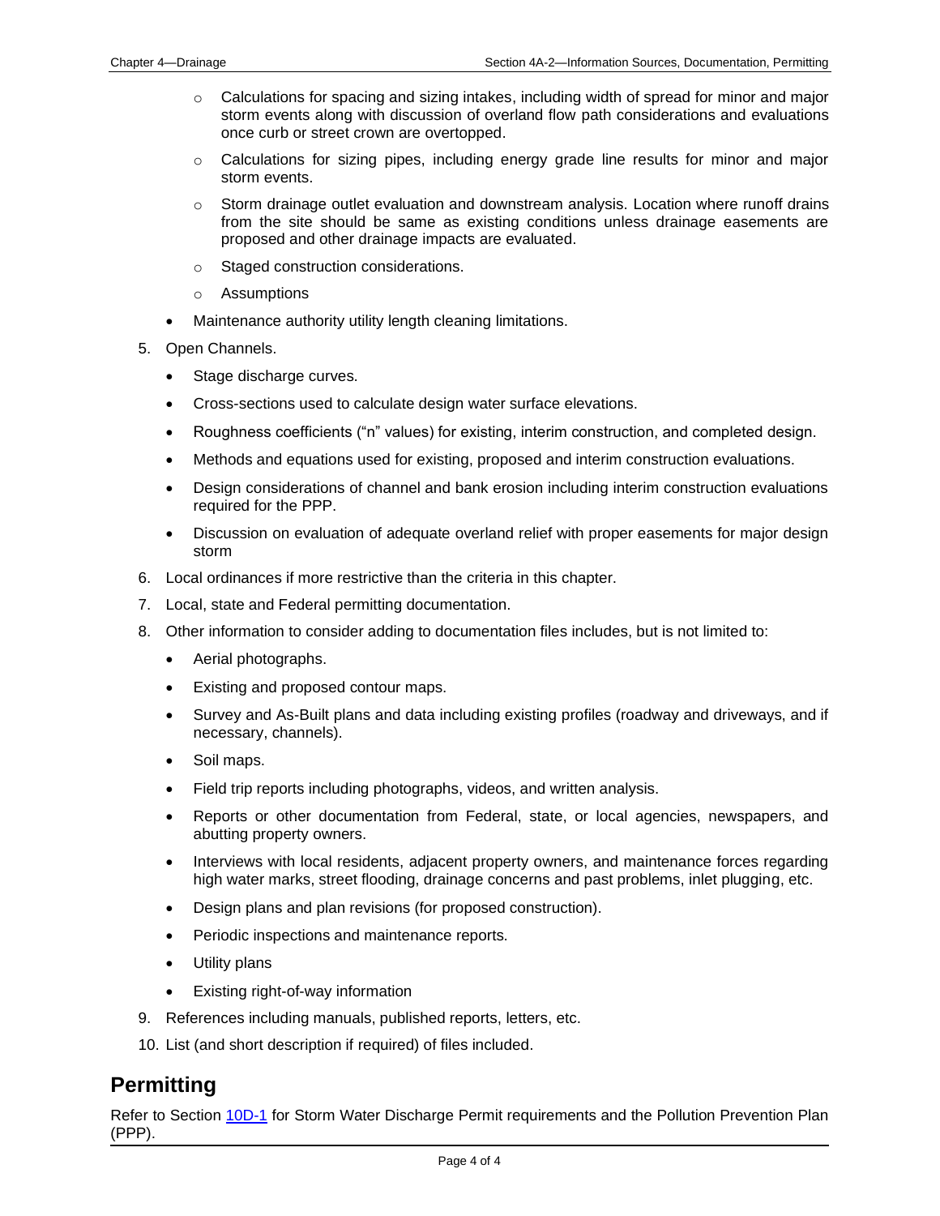- Calculations for spacing and sizing intakes, including width of spread for minor and major storm events along with discussion of overland flow path considerations and evaluations once curb or street crown are overtopped.
    - Calculations for sizing pipes, including energy grade line results for minor and major storm events.
    - Storm drainage outlet evaluation and downstream analysis. Location where runoff drains from the site should be same as existing conditions unless drainage easements are proposed and other drainage impacts are evaluated.
    - Staged construction considerations.
    - Assumptions
  - Maintenance authority utility length cleaning limitations.

5. Open Channels.
   - Stage discharge curves.
   - Cross-sections used to calculate design water surface elevations.
   - Roughness coefficients (“n” values) for existing, interim construction, and completed design.
   - Methods and equations used for existing, proposed and interim construction evaluations.
   - Design considerations of channel and bank erosion including interim construction evaluations required for the PPP.
   - Discussion on evaluation of adequate overland relief with proper easements for major design storm
6. Local ordinances if more restrictive than the criteria in this chapter.
7. Local, state and Federal permitting documentation.
8. Other information to consider adding to documentation files includes, but is not limited to:
   - Aerial photographs.
   - Existing and proposed contour maps.
   - Survey and As-Built plans and data including existing profiles (roadway and driveways, and if necessary, channels).
   - Soil maps.
   - Field trip reports including photographs, videos, and written analysis.
   - Reports or other documentation from Federal, state, or local agencies, newspapers, and abutting property owners.
   - Interviews with local residents, adjacent property owners, and maintenance forces regarding high water marks, street flooding, drainage concerns and past problems, inlet plugging, etc.
   - Design plans and plan revisions (for proposed construction).
   - Periodic inspections and maintenance reports.
   - Utility plans
   - Existing right-of-way information
9. References including manuals, published reports, letters, etc.
10. List (and short description if required) of files included.

## Permitting

Refer to Section 10D-1 for Storm Water Discharge Permit requirements and the Pollution Prevention Plan (PPP).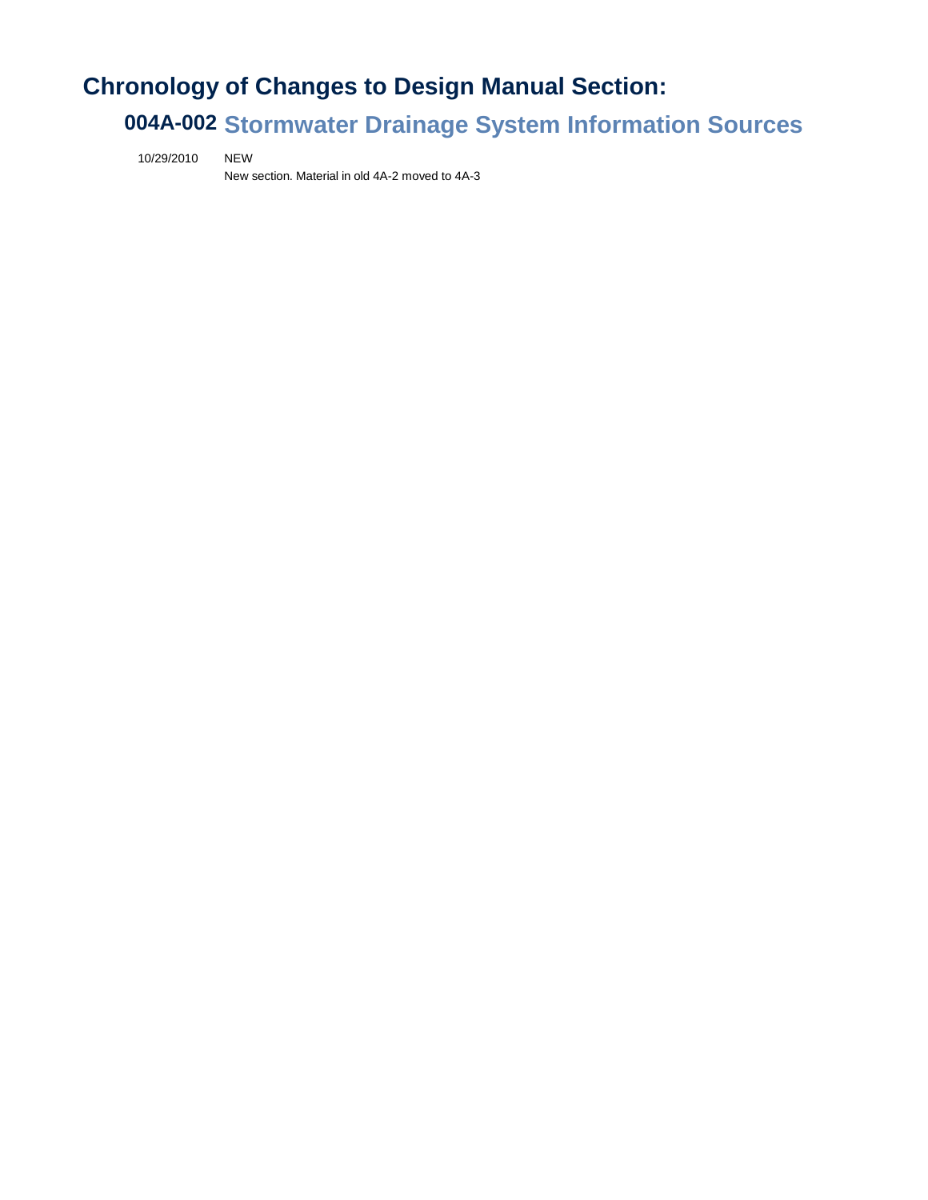# Chronology of Changes to Design Manual Section:

## 004A-002 Stormwater Drainage System Information Sources

| | |
|---|---|
| 10/29/2010 | NEW |
| | New section. Material in old 4A-2 moved to 4A-3 |